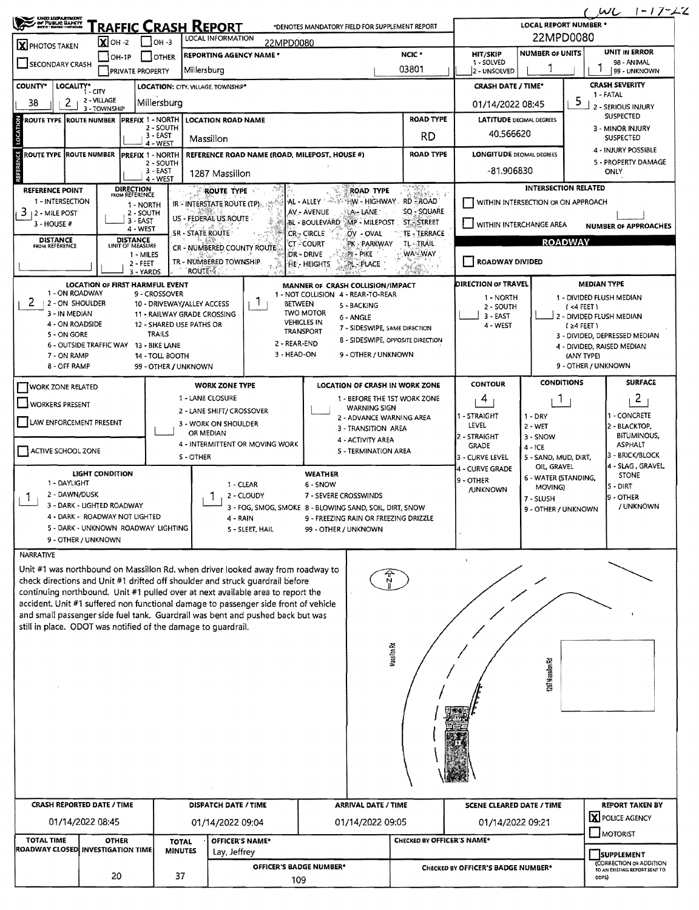# TRAFFIC CRASH REPORT

*DENOTES MANDATORY FIELD FOR SUPPLEMENT REPORT

LWL 1-17-22

| Field | Value |
| --- | --- |
| PHOTOS TAKEN | [X] |
| OH-2 | [X] |
| LOCAL INFORMATION | 22MPD0080 |
| REPORTING AGENCY NAME * | Millersburg |
| NCIC * | 03801 |
| LOCAL REPORT NUMBER * | 22MPD0080 |
| HIT/SKIP (1 - SOLVED, 2 - UNSOLVED) | |
| NUMBER OF UNITS | 1 |
| UNIT IN ERROR (98 - ANIMAL, 99 - UNKNOWN) | 1 |
| COUNTY* | 38 |
| LOCALITY* (1 - CITY, 2 - VILLAGE, 3 - TOWNSHIP) | 2 |
| LOCATION: CITY, VILLAGE, TOWNSHIP* | Millersburg |
| CRASH DATE / TIME* | 01/14/2022 08:45 |
| CRASH SEVERITY (1 - FATAL, 2 - SERIOUS INJURY SUSPECTED, 3 - MINOR INJURY SUSPECTED, 4 - INJURY POSSIBLE, 5 - PROPERTY DAMAGE ONLY) | 5 |
| LOCATION ROAD NAME | Massillon |
| ROAD TYPE | RD |
| LATITUDE DECIMAL DEGREES | 40.566620 |
| REFERENCE ROAD NAME (ROAD, MILEPOST, HOUSE #) | 1287 Massillon |
| LONGITUDE DECIMAL DEGREES | -81.906830 |
| REFERENCE POINT (1 - INTERSECTION, 2 - MILE POST, 3 - HOUSE #) | 3 |
| WITHIN INTERSECTION OR ON APPROACH | [ ] |
| WITHIN INTERCHANGE AREA | [ ] |
| ROADWAY DIVIDED | [ ] |
| LOCATION OF FIRST HARMFUL EVENT | 2 - ON SHOULDER |
| MANNER OF CRASH COLLISION/IMPACT | 1 - NOT COLLISION BETWEEN TWO MOTOR VEHICLES IN TRANSPORT |
| CONTOUR | 4 - CURVE GRADE |
| CONDITIONS | 1 - DRY |
| SURFACE | 2 - BLACKTOP, BITUMINOUS, ASPHALT |
| WORK ZONE RELATED | [ ] |
| LIGHT CONDITION | 1 - DAYLIGHT |
| WEATHER | 1 - CLEAR |

## NARRATIVE

Unit #1 was northbound on Massillon Rd. when driver looked away from roadway to check directions and Unit #1 drifted off shoulder and struck guardrail before continuing northbound. Unit #1 pulled over at next available area to report the accident. Unit #1 suffered non functional damage to passenger side front of vehicle and small passenger side fuel tank. Guardrail was bent and pushed back but was still in place. ODOT was notified of the damage to guardrail.

(Diagram labels: N; Massillon Rd; 1287 Massillon Rd; 1)

| CRASH REPORTED DATE / TIME | DISPATCH DATE / TIME | ARRIVAL DATE / TIME | SCENE CLEARED DATE / TIME | REPORT TAKEN BY |
| --- | --- | --- | --- | --- |
| 01/14/2022 08:45 | 01/14/2022 09:04 | 01/14/2022 09:05 | 01/14/2022 09:21 | [X] POLICE AGENCY |

| TOTAL TIME ROADWAY CLOSED | OTHER INVESTIGATION TIME | TOTAL MINUTES | OFFICER'S NAME* | CHECKED BY OFFICER'S NAME* | SUPPLEMENT |
| --- | --- | --- | --- | --- | --- |
| | 20 | 37 | Lay, Jeffrey | | [ ] |
| | | | OFFICER'S BADGE NUMBER*: 109 | CHECKED BY OFFICER'S BADGE NUMBER* | |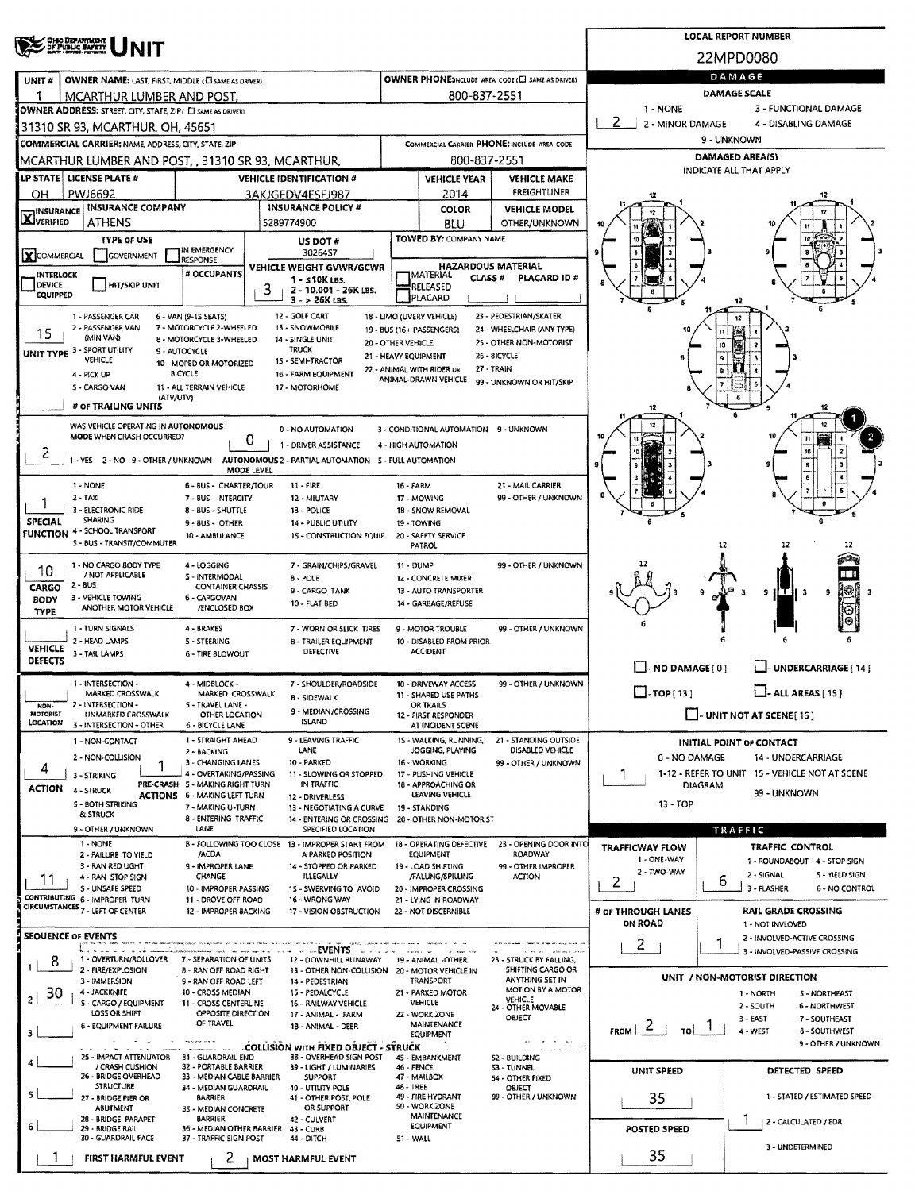# UNIT

**LOCAL REPORT NUMBER:** 22MPD0080

| UNIT # | OWNER NAME: LAST, FIRST, MIDDLE (☐ SAME AS DRIVER) | OWNER PHONE: INCLUDE AREA CODE (☐ SAME AS DRIVER) |
|---|---|---|
| 1 | MCARTHUR LUMBER AND POST, | 800-837-2551 |

**OWNER ADDRESS:** STREET, CITY, STATE, ZIP (☐ SAME AS DRIVER)
31310 SR 93, MCARTHUR, OH, 45651

**COMMERCIAL CARRIER:** NAME, ADDRESS, CITY, STATE, ZIP
MCARTHUR LUMBER AND POST, , 31310 SR 93, MCARTHUR,

**COMMERCIAL CARRIER PHONE:** 800-837-2551

| LP STATE | LICENSE PLATE # | VEHICLE IDENTIFICATION # | VEHICLE YEAR | VEHICLE MAKE |
|---|---|---|---|---|
| OH | PWJ6692 | 3AKJGEDV4ESFJ987 | 2014 | FREIGHTLINER |

| INSURANCE | INSURANCE COMPANY | INSURANCE POLICY # | COLOR | VEHICLE MODEL |
|---|---|---|---|---|
| ☒ VERIFIED | ATHENS | 5289774900 | BLU | OTHER/UNKNOWN |

**TYPE OF USE:** ☒ COMMERCIAL ☐ GOVERNMENT ☐ IN EMERGENCY RESPONSE ☐ INTERLOCK DEVICE EQUIPPED ☐ HIT/SKIP UNIT

**US DOT #:** 3026457

**# OCCUPANTS:**

**VEHICLE WEIGHT GVWR/GCWR:** 3 (1 - ≤10K LBS. 2 - 10.001 - 26K LBS. 3 - > 26K LBS.)

**TOWED BY:** COMPANY NAME

**HAZARDOUS MATERIAL:** ☐ MATERIAL CLASS # ☐ RELEASED ☐ PLACARD — PLACARD ID #

**UNIT TYPE:** 15
1 - PASSENGER CAR, 2 - PASSENGER VAN (MINIVAN), 3 - SPORT UTILITY VEHICLE, 4 - PICK UP, 5 - CARGO VAN, 6 - VAN (9-15 SEATS), 7 - MOTORCYCLE 2-WHEELED, 8 - MOTORCYCLE 3-WHEELED, 9 - AUTOCYCLE, 10 - MOPED OR MOTORIZED BICYCLE, 11 - ALL TERRAIN VEHICLE (ATV/UTV), 12 - GOLF CART, 13 - SNOWMOBILE, 14 - SINGLE UNIT TRUCK, 15 - SEMI-TRACTOR, 16 - FARM EQUIPMENT, 17 - MOTORHOME, 18 - LIMO (LIVERY VEHICLE), 19 - BUS (16+ PASSENGERS), 20 - OTHER VEHICLE, 21 - HEAVY EQUIPMENT, 22 - ANIMAL WITH RIDER OR ANIMAL-DRAWN VEHICLE, 23 - PEDESTRIAN/SKATER, 24 - WHEELCHAIR (ANY TYPE), 25 - OTHER NON-MOTORIST, 26 - BICYCLE, 27 - TRAIN, 99 - UNKNOWN OR HIT/SKIP

**# OF TRAILING UNITS:**

**WAS VEHICLE OPERATING IN AUTONOMOUS MODE WHEN CRASH OCCURRED?** 2 (1 - YES 2 - NO 9 - OTHER / UNKNOWN)

**AUTONOMOUS MODE LEVEL:** 0
0 - NO AUTOMATION, 1 - DRIVER ASSISTANCE, 2 - PARTIAL AUTOMATION, 3 - CONDITIONAL AUTOMATION, 4 - HIGH AUTOMATION, 5 - FULL AUTOMATION, 9 - UNKNOWN

**SPECIAL FUNCTION:** 1
1 - NONE, 2 - TAXI, 3 - ELECTRONIC RIDE SHARING, 4 - SCHOOL TRANSPORT, 5 - BUS - TRANSIT/COMMUTER, 6 - BUS - CHARTER/TOUR, 7 - BUS - INTERCITY, 8 - BUS - SHUTTLE, 9 - BUS - OTHER, 10 - AMBULANCE, 11 - FIRE, 12 - MILITARY, 13 - POLICE, 14 - PUBLIC UTILITY, 15 - CONSTRUCTION EQUIP., 16 - FARM, 17 - MOWING, 18 - SNOW REMOVAL, 19 - TOWING, 20 - SAFETY SERVICE PATROL, 21 - MAIL CARRIER, 99 - OTHER / UNKNOWN

**CARGO BODY TYPE:** 10
1 - NO CARGO BODY TYPE / NOT APPLICABLE, 2 - BUS, 3 - VEHICLE TOWING ANOTHER MOTOR VEHICLE, 4 - LOGGING, 5 - INTERMODAL CONTAINER CHASSIS, 6 - CARGOVAN /ENCLOSED BOX, 7 - GRAIN/CHIPS/GRAVEL, 8 - POLE, 9 - CARGO TANK, 10 - FLAT BED, 11 - DUMP, 12 - CONCRETE MIXER, 13 - AUTO TRANSPORTER, 14 - GARBAGE/REFUSE, 99 - OTHER / UNKNOWN

**VEHICLE DEFECTS:**
1 - TURN SIGNALS, 2 - HEAD LAMPS, 3 - TAIL LAMPS, 4 - BRAKES, 5 - STEERING, 6 - TIRE BLOWOUT, 7 - WORN OR SLICK TIRES, 8 - TRAILER EQUIPMENT DEFECTIVE, 9 - MOTOR TROUBLE, 10 - DISABLED FROM PRIOR ACCIDENT, 99 - OTHER / UNKNOWN

**NON-MOTORIST LOCATION:**
1 - INTERSECTION - MARKED CROSSWALK, 2 - INTERSECTION - UNMARKED CROSSWALK, 3 - INTERSECTION - OTHER, 4 - MIDBLOCK - MARKED CROSSWALK, 5 - TRAVEL LANE - OTHER LOCATION, 6 - BICYCLE LANE, 7 - SHOULDER/ROADSIDE, 8 - SIDEWALK, 9 - MEDIAN/CROSSING ISLAND, 10 - DRIVEWAY ACCESS, 11 - SHARED USE PATHS OR TRAILS, 12 - FIRST RESPONDER AT INCIDENT SCENE, 99 - OTHER / UNKNOWN

**ACTION:** 4
1 - NON-CONTACT, 2 - NON-COLLISION, 3 - STRIKING, 4 - STRUCK, 5 - BOTH STRIKING & STRUCK, 9 - OTHER / UNKNOWN

**PRE-CRASH ACTIONS:** 1
1 - STRAIGHT AHEAD, 2 - BACKING, 3 - CHANGING LANES, 4 - OVERTAKING/PASSING, 5 - MAKING RIGHT TURN, 6 - MAKING LEFT TURN, 7 - MAKING U-TURN, 8 - ENTERING TRAFFIC LANE, 9 - LEAVING TRAFFIC LANE, 10 - PARKED, 11 - SLOWING OR STOPPED IN TRAFFIC, 12 - DRIVERLESS, 13 - NEGOTIATING A CURVE, 14 - ENTERING OR CROSSING SPECIFIED LOCATION, 15 - WALKING, RUNNING, JOGGING, PLAYING, 16 - WORKING, 17 - PUSHING VEHICLE, 18 - APPROACHING OR LEAVING VEHICLE, 19 - STANDING, 20 - OTHER NON-MOTORIST, 21 - STANDING OUTSIDE DISABLED VEHICLE, 99 - OTHER / UNKNOWN

**CONTRIBUTING CIRCUMSTANCES:** 11
1 - NONE, 2 - FAILURE TO YIELD, 3 - RAN RED LIGHT, 4 - RAN STOP SIGN, 5 - UNSAFE SPEED, 6 - IMPROPER TURN, 7 - LEFT OF CENTER, 8 - FOLLOWING TOO CLOSE /ACDA, 9 - IMPROPER LANE CHANGE, 10 - IMPROPER PASSING, 11 - DROVE OFF ROAD, 12 - IMPROPER BACKING, 13 - IMPROPER START FROM A PARKED POSITION, 14 - STOPPED OR PARKED ILLEGALLY, 15 - SWERVING TO AVOID, 16 - WRONG WAY, 17 - VISION OBSTRUCTION, 18 - OPERATING DEFECTIVE EQUIPMENT, 19 - LOAD SHIFTING /FALLING/SPILLING, 20 - IMPROPER CROSSING, 21 - LYING IN ROADWAY, 22 - NOT DISCERNIBLE, 23 - OPENING DOOR INTO ROADWAY, 99 - OTHER IMPROPER ACTION

**SEQUENCE OF EVENTS:**
1: 8
2: 30
3:
4:
5:
6:

EVENTS: 1 - OVERTURN/ROLLOVER, 2 - FIRE/EXPLOSION, 3 - IMMERSION, 4 - JACKKNIFE, 5 - CARGO / EQUIPMENT LOSS OR SHIFT, 6 - EQUIPMENT FAILURE, 7 - SEPARATION OF UNITS, 8 - RAN OFF ROAD RIGHT, 9 - RAN OFF ROAD LEFT, 10 - CROSS MEDIAN, 11 - CROSS CENTERLINE - OPPOSITE DIRECTION OF TRAVEL, 12 - DOWNHILL RUNAWAY, 13 - OTHER NON-COLLISION, 14 - PEDESTRIAN, 15 - PEDALCYCLE, 16 - RAILWAY VEHICLE, 17 - ANIMAL - FARM, 18 - ANIMAL - DEER, 19 - ANIMAL -OTHER, 20 - MOTOR VEHICLE IN TRANSPORT, 21 - PARKED MOTOR VEHICLE, 22 - WORK ZONE MAINTENANCE EQUIPMENT, 23 - STRUCK BY FALLING, SHIFTING CARGO OR ANYTHING SET IN MOTION BY A MOTOR VEHICLE, 24 - OTHER MOVABLE OBJECT

COLLISION WITH FIXED OBJECT - STRUCK: 25 - IMPACT ATTENUATOR / CRASH CUSHION, 26 - BRIDGE OVERHEAD STRUCTURE, 27 - BRIDGE PIER OR ABUTMENT, 28 - BRIDGE PARAPET, 29 - BRIDGE RAIL, 30 - GUARDRAIL FACE, 31 - GUARDRAIL END, 32 - PORTABLE BARRIER, 33 - MEDIAN CABLE BARRIER, 34 - MEDIAN GUARDRAIL BARRIER, 35 - MEDIAN CONCRETE BARRIER, 36 - MEDIAN OTHER BARRIER, 37 - TRAFFIC SIGN POST, 38 - OVERHEAD SIGN POST, 39 - LIGHT / LUMINARIES SUPPORT, 40 - UTILITY POLE, 41 - OTHER POST, POLE OR SUPPORT, 42 - CULVERT, 43 - CURB, 44 - DITCH, 45 - EMBANKMENT, 46 - FENCE, 47 - MAILBOX, 48 - TREE, 49 - FIRE HYDRANT, 50 - WORK ZONE MAINTENANCE EQUIPMENT, 51 - WALL, 52 - BUILDING, 53 - TUNNEL, 54 - OTHER FIXED OBJECT, 99 - OTHER / UNKNOWN

**FIRST HARMFUL EVENT:** 1
**MOST HARMFUL EVENT:** 2

## DAMAGE

**DAMAGE SCALE:** 2
1 - NONE, 2 - MINOR DAMAGE, 3 - FUNCTIONAL DAMAGE, 4 - DISABLING DAMAGE, 9 - UNKNOWN

**DAMAGED AREA(S)** — INDICATE ALL THAT APPLY: 1, 2

☐ NO DAMAGE [0] ☐ UNDERCARRIAGE [14] ☐ TOP [13] ☐ ALL AREAS [15] ☐ UNIT NOT AT SCENE [16]

**INITIAL POINT OF CONTACT:** 1
0 - NO DAMAGE, 1-12 - REFER TO UNIT DIAGRAM, 13 - TOP, 14 - UNDERCARRIAGE, 15 - VEHICLE NOT AT SCENE, 99 - UNKNOWN

## TRAFFIC

**TRAFFICWAY FLOW:** 2 (1 - ONE-WAY, 2 - TWO-WAY)

**TRAFFIC CONTROL:** 6
1 - ROUNDABOUT, 2 - SIGNAL, 3 - FLASHER, 4 - STOP SIGN, 5 - YIELD SIGN, 6 - NO CONTROL

**# OF THROUGH LANES ON ROAD:** 2

**RAIL GRADE CROSSING:** 1
1 - NOT INVOLVED, 2 - INVOLVED-ACTIVE CROSSING, 3 - INVOLVED-PASSIVE CROSSING

**UNIT / NON-MOTORIST DIRECTION:** FROM 2 TO 1
1 - NORTH, 2 - SOUTH, 3 - EAST, 4 - WEST, 5 - NORTHEAST, 6 - NORTHWEST, 7 - SOUTHEAST, 8 - SOUTHWEST, 9 - OTHER / UNKNOWN

**UNIT SPEED:** 35

**DETECTED SPEED:** 1
1 - STATED / ESTIMATED SPEED, 2 - CALCULATED / EDR, 3 - UNDETERMINED

**POSTED SPEED:** 35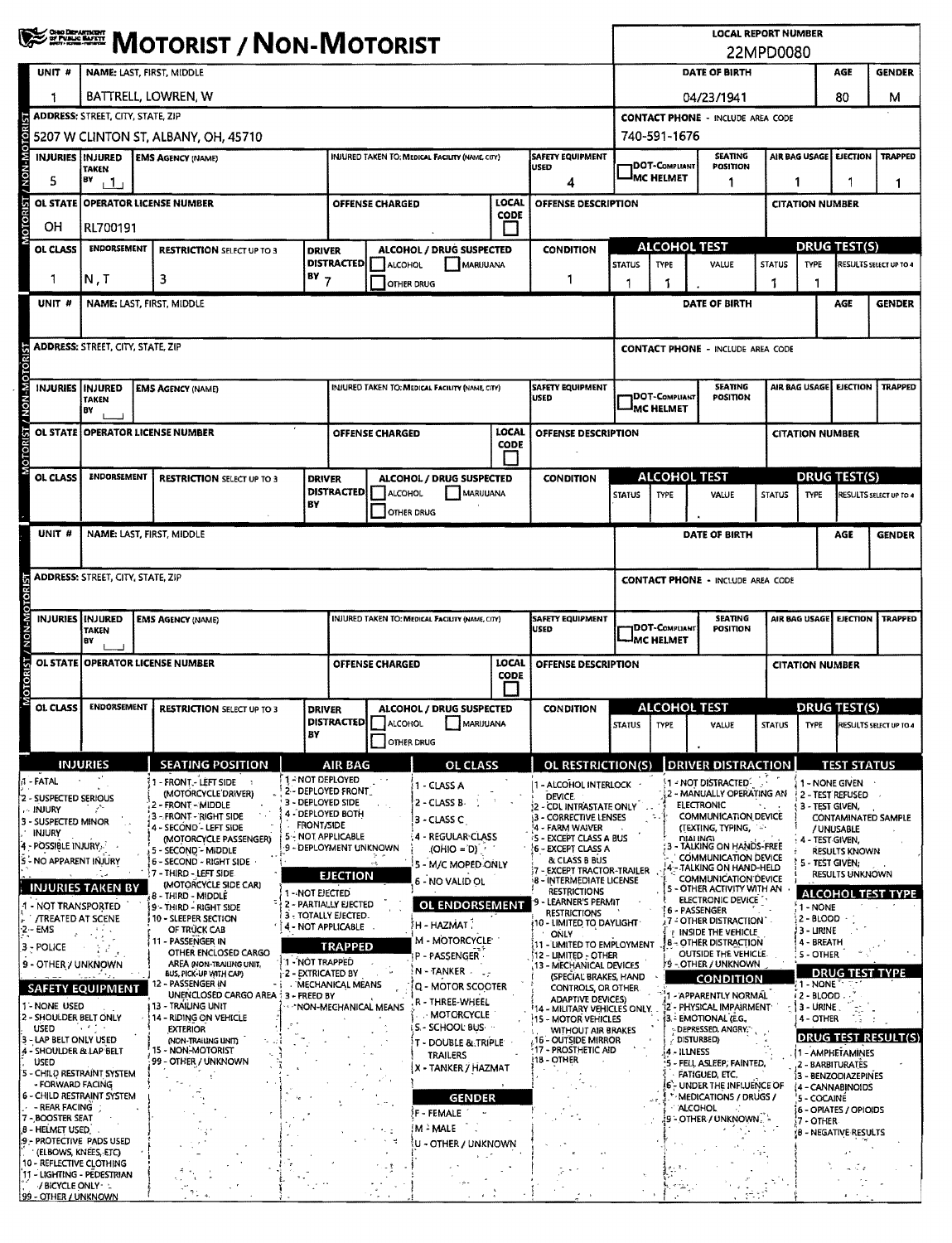# MOTORIST / NON-MOTORIST

Ohio Department of Public Safety

**LOCAL REPORT NUMBER:** 22MPD0080

## Unit 1

| UNIT # | NAME: LAST, FIRST, MIDDLE | DATE OF BIRTH | AGE | GENDER |
|---|---|---|---|---|
| 1 | BATTRELL, LOWREN, W | 04/23/1941 | 80 | M |

| ADDRESS: STREET, CITY, STATE, ZIP | CONTACT PHONE - INCLUDE AREA CODE |
|---|---|
| 5207 W CLINTON ST, ALBANY, OH, 45710 | 740-591-1676 |

| INJURIES | INJURED TAKEN BY | EMS AGENCY (NAME) | INJURED TAKEN TO: MEDICAL FACILITY (NAME, CITY) | SAFETY EQUIPMENT USED | DOT-COMPLIANT MC HELMET | SEATING POSITION | AIR BAG USAGE | EJECTION | TRAPPED |
|---|---|---|---|---|---|---|---|---|---|
| 5 | 1 | | | 4 | | 1 | 1 | 1 | 1 |

| OL STATE | OPERATOR LICENSE NUMBER | OFFENSE CHARGED | LOCAL CODE | OFFENSE DESCRIPTION | CITATION NUMBER |
|---|---|---|---|---|---|
| OH | RL700191 | | ☐ | | |

| OL CLASS | ENDORSEMENT | RESTRICTION SELECT UP TO 3 | DRIVER DISTRACTED BY | ALCOHOL / DRUG SUSPECTED | CONDITION | ALCOHOL TEST STATUS | ALCOHOL TEST TYPE | ALCOHOL TEST VALUE | DRUG TEST STATUS | DRUG TEST TYPE | DRUG TEST RESULTS SELECT UP TO 4 |
|---|---|---|---|---|---|---|---|---|---|---|---|
| 1 | N, T | 3 | 7 | ☐ ALCOHOL ☐ MARIJUANA ☐ OTHER DRUG | 1 | 1 | 1 | . | 1 | 1 | |

## Unit (blank)

| UNIT # | NAME: LAST, FIRST, MIDDLE | DATE OF BIRTH | AGE | GENDER |
|---|---|---|---|---|
| | | | | |

| ADDRESS: STREET, CITY, STATE, ZIP | CONTACT PHONE - INCLUDE AREA CODE |
|---|---|
| | |

| INJURIES | INJURED TAKEN BY | EMS AGENCY (NAME) | INJURED TAKEN TO: MEDICAL FACILITY (NAME, CITY) | SAFETY EQUIPMENT USED | DOT-COMPLIANT MC HELMET | SEATING POSITION | AIR BAG USAGE | EJECTION | TRAPPED |
|---|---|---|---|---|---|---|---|---|---|
| | | | | | | | | | |

| OL STATE | OPERATOR LICENSE NUMBER | OFFENSE CHARGED | LOCAL CODE | OFFENSE DESCRIPTION | CITATION NUMBER |
|---|---|---|---|---|---|
| | | | ☐ | | |

| OL CLASS | ENDORSEMENT | RESTRICTION SELECT UP TO 3 | DRIVER DISTRACTED BY | ALCOHOL / DRUG SUSPECTED | CONDITION | ALCOHOL TEST STATUS | ALCOHOL TEST TYPE | ALCOHOL TEST VALUE | DRUG TEST STATUS | DRUG TEST TYPE | DRUG TEST RESULTS SELECT UP TO 4 |
|---|---|---|---|---|---|---|---|---|---|---|---|
| | | | | ☐ ALCOHOL ☐ MARIJUANA ☐ OTHER DRUG | | | | . | | | |

## Unit (blank)

| UNIT # | NAME: LAST, FIRST, MIDDLE | DATE OF BIRTH | AGE | GENDER |
|---|---|---|---|---|
| | | | | |

| ADDRESS: STREET, CITY, STATE, ZIP | CONTACT PHONE - INCLUDE AREA CODE |
|---|---|
| | |

| INJURIES | INJURED TAKEN BY | EMS AGENCY (NAME) | INJURED TAKEN TO: MEDICAL FACILITY (NAME, CITY) | SAFETY EQUIPMENT USED | DOT-COMPLIANT MC HELMET | SEATING POSITION | AIR BAG USAGE | EJECTION | TRAPPED |
|---|---|---|---|---|---|---|---|---|---|
| | | | | | | | | | |

| OL STATE | OPERATOR LICENSE NUMBER | OFFENSE CHARGED | LOCAL CODE | OFFENSE DESCRIPTION | CITATION NUMBER |
|---|---|---|---|---|---|
| | | | ☐ | | |

| OL CLASS | ENDORSEMENT | RESTRICTION SELECT UP TO 3 | DRIVER DISTRACTED BY | ALCOHOL / DRUG SUSPECTED | CONDITION | ALCOHOL TEST STATUS | ALCOHOL TEST TYPE | ALCOHOL TEST VALUE | DRUG TEST STATUS | DRUG TEST TYPE | DRUG TEST RESULTS SELECT UP TO 4 |
|---|---|---|---|---|---|---|---|---|---|---|---|
| | | | | ☐ ALCOHOL ☐ MARIJUANA ☐ OTHER DRUG | | | | . | | | |

## Legend

### INJURIES
1 - FATAL
2 - SUSPECTED SERIOUS INJURY
3 - SUSPECTED MINOR INJURY
4 - POSSIBLE INJURY
5 - NO APPARENT INJURY

### INJURIES TAKEN BY
1 - NOT TRANSPORTED /TREATED AT SCENE
2 - EMS
3 - POLICE
9 - OTHER / UNKNOWN

### SAFETY EQUIPMENT
1 - NONE USED
2 - SHOULDER BELT ONLY USED
3 - LAP BELT ONLY USED
4 - SHOULDER & LAP BELT USED
5 - CHILD RESTRAINT SYSTEM - FORWARD FACING
6 - CHILD RESTRAINT SYSTEM - REAR FACING
7 - BOOSTER SEAT
8 - HELMET USED
9 - PROTECTIVE PADS USED (ELBOWS, KNEES, ETC)
10 - REFLECTIVE CLOTHING
11 - LIGHTING - PEDESTRIAN / BICYCLE ONLY
99 - OTHER / UNKNOWN

### SEATING POSITION
1 - FRONT - LEFT SIDE (MOTORCYCLE DRIVER)
2 - FRONT - MIDDLE
3 - FRONT - RIGHT SIDE
4 - SECOND - LEFT SIDE (MOTORCYCLE PASSENGER)
5 - SECOND - MIDDLE
6 - SECOND - RIGHT SIDE
7 - THIRD - LEFT SIDE (MOTORCYCLE SIDE CAR)
8 - THIRD - MIDDLE
9 - THIRD - RIGHT SIDE
10 - SLEEPER SECTION OF TRUCK CAB
11 - PASSENGER IN OTHER ENCLOSED CARGO AREA (NON-TRAILING UNIT, BUS, PICK-UP WITH CAP)
12 - PASSENGER IN UNENCLOSED CARGO AREA
13 - TRAILING UNIT
14 - RIDING ON VEHICLE EXTERIOR (NON-TRAILING UNIT)
15 - NON-MOTORIST
99 - OTHER / UNKNOWN

### AIR BAG
1 - NOT DEPLOYED
2 - DEPLOYED FRONT
3 - DEPLOYED SIDE
4 - DEPLOYED BOTH FRONT/SIDE
5 - NOT APPLICABLE
9 - DEPLOYMENT UNKNOWN

### EJECTION
1 - NOT EJECTED
2 - PARTIALLY EJECTED
3 - TOTALLY EJECTED
4 - NOT APPLICABLE

### TRAPPED
1 - NOT TRAPPED
2 - EXTRICATED BY MECHANICAL MEANS
3 - FREED BY NON-MECHANICAL MEANS

### OL CLASS
1 - CLASS A
2 - CLASS B
3 - CLASS C
4 - REGULAR CLASS (OHIO = D)
5 - M/C MOPED ONLY
6 - NO VALID OL

### OL ENDORSEMENT
H - HAZMAT
M - MOTORCYCLE
P - PASSENGER
N - TANKER
Q - MOTOR SCOOTER
R - THREE-WHEEL MOTORCYCLE
S - SCHOOL BUS
T - DOUBLE & TRIPLE TRAILERS
X - TANKER / HAZMAT

### GENDER
F - FEMALE
M - MALE
U - OTHER / UNKNOWN

### OL RESTRICTION(S)
1 - ALCOHOL INTERLOCK DEVICE
2 - CDL INTRASTATE ONLY
3 - CORRECTIVE LENSES
4 - FARM WAIVER
5 - EXCEPT CLASS A BUS
6 - EXCEPT CLASS A & CLASS B BUS
7 - EXCEPT TRACTOR-TRAILER
8 - INTERMEDIATE LICENSE RESTRICTIONS
9 - LEARNER'S PERMIT RESTRICTIONS
10 - LIMITED TO DAYLIGHT ONLY
11 - LIMITED TO EMPLOYMENT
12 - LIMITED - OTHER
13 - MECHANICAL DEVICES (SPECIAL BRAKES, HAND CONTROLS, OR OTHER ADAPTIVE DEVICES)
14 - MILITARY VEHICLES ONLY
15 - MOTOR VEHICLES WITHOUT AIR BRAKES
16 - OUTSIDE MIRROR
17 - PROSTHETIC AID
18 - OTHER

### DRIVER DISTRACTION
1 - NOT DISTRACTED
2 - MANUALLY OPERATING AN ELECTRONIC COMMUNICATION DEVICE (TEXTING, TYPING, DIALING)
3 - TALKING ON HANDS-FREE COMMUNICATION DEVICE
4 - TALKING ON HAND-HELD COMMUNICATION DEVICE
5 - OTHER ACTIVITY WITH AN ELECTRONIC DEVICE
6 - PASSENGER
7 - OTHER DISTRACTION INSIDE THE VEHICLE
8 - OTHER DISTRACTION OUTSIDE THE VEHICLE
9 - OTHER / UNKNOWN

### CONDITION
1 - APPARENTLY NORMAL
2 - PHYSICAL IMPAIRMENT
3 - EMOTIONAL (E.G., DEPRESSED, ANGRY, DISTURBED)
4 - ILLNESS
5 - FELL ASLEEP, FAINTED, FATIGUED, ETC.
6 - UNDER THE INFLUENCE OF MEDICATIONS / DRUGS / ALCOHOL
9 - OTHER / UNKNOWN

### TEST STATUS
1 - NONE GIVEN
2 - TEST REFUSED
3 - TEST GIVEN, CONTAMINATED SAMPLE / UNUSABLE
4 - TEST GIVEN, RESULTS KNOWN
5 - TEST GIVEN, RESULTS UNKNOWN

### ALCOHOL TEST TYPE
1 - NONE
2 - BLOOD
3 - URINE
4 - BREATH
5 - OTHER

### DRUG TEST TYPE
1 - NONE
2 - BLOOD
3 - URINE
4 - OTHER

### DRUG TEST RESULT(S)
1 - AMPHETAMINES
2 - BARBITURATES
3 - BENZODIAZEPINES
4 - CANNABINOIDS
5 - COCAINE
6 - OPIATES / OPIOIDS
7 - OTHER
8 - NEGATIVE RESULTS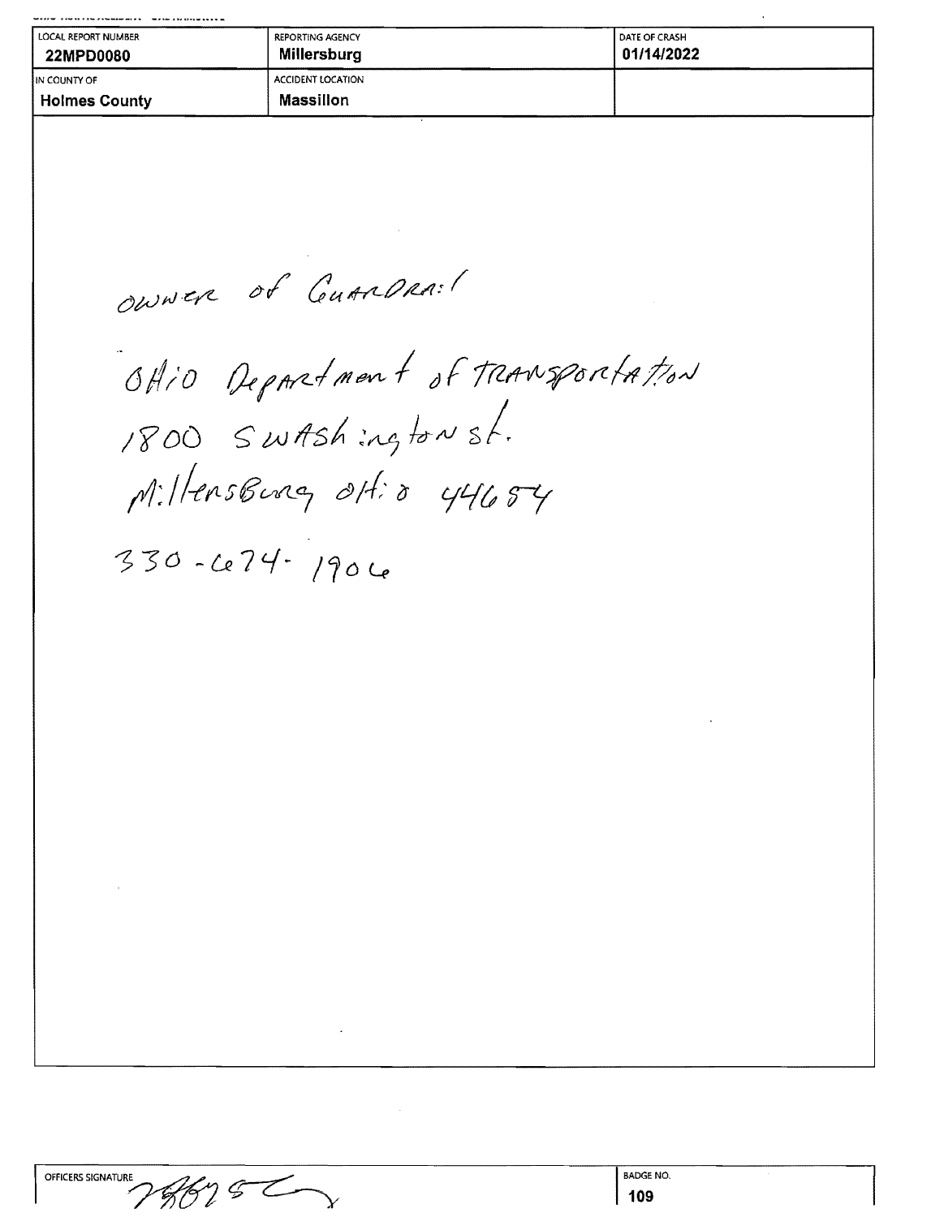| LOCAL REPORT NUMBER | REPORTING AGENCY | DATE OF CRASH |
|---|---|---|
| 22MPD0080 | Millersburg | 01/14/2022 |
| IN COUNTY OF | ACCIDENT LOCATION | |
| Holmes County | Massillon | |

owner of Guardrail

Ohio Department of Transportation
1800 S Washington st.
Millersburg Ohio 44654

330-674-1906

OFFICERS SIGNATURE

BADGE NO. 109